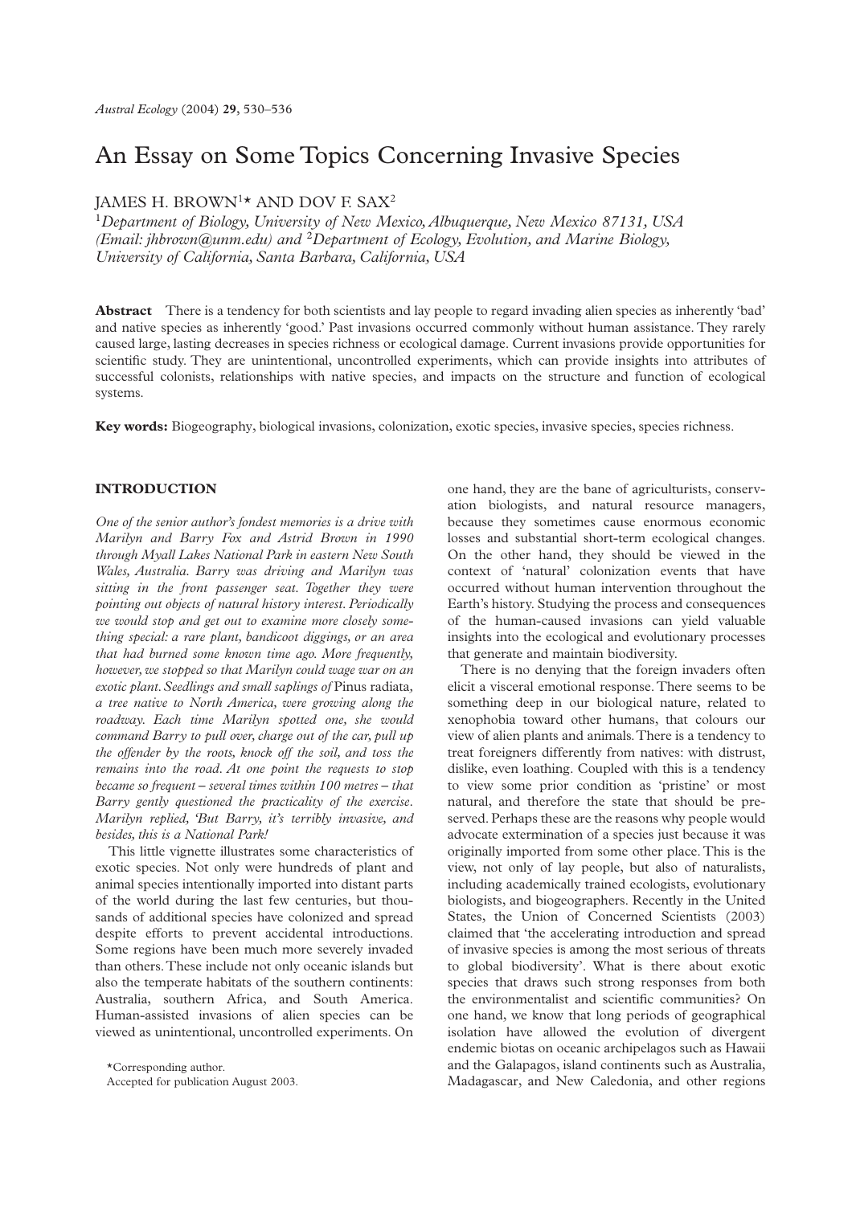# An Essay on Some Topics Concerning Invasive Species

JAMES H. BROWN[1]* AND DOV F. SAX[2]

[1]*Department of Biology, University of New Mexico, Albuquerque, New Mexico 87131, USA (Email: jhbrown@unm.edu)* and [2]*Department of Ecology, Evolution, and Marine Biology, University of California, Santa Barbara, California, USA*

**Abstract** There is a tendency for both scientists and lay people to regard invading alien species as inherently 'bad' and native species as inherently 'good.' Past invasions occurred commonly without human assistance. They rarely caused large, lasting decreases in species richness or ecological damage. Current invasions provide opportunities for scientific study. They are unintentional, uncontrolled experiments, which can provide insights into attributes of successful colonists, relationships with native species, and impacts on the structure and function of ecological systems.

**Key words:** Biogeography, biological invasions, colonization, exotic species, invasive species, species richness.

## INTRODUCTION

*One of the senior author's fondest memories is a drive with Marilyn and Barry Fox and Astrid Brown in 1990 through Myall Lakes National Park in eastern New South Wales, Australia. Barry was driving and Marilyn was sitting in the front passenger seat. Together they were pointing out objects of natural history interest. Periodically we would stop and get out to examine more closely something special: a rare plant, bandicoot diggings, or an area that had burned some known time ago. More frequently, however, we stopped so that Marilyn could wage war on an exotic plant. Seedlings and small saplings of* Pinus radiata*, a tree native to North America, were growing along the roadway. Each time Marilyn spotted one, she would command Barry to pull over, charge out of the car, pull up the offender by the roots, knock off the soil, and toss the remains into the road. At one point the requests to stop became so frequent – several times within 100 metres – that Barry gently questioned the practicality of the exercise. Marilyn replied, 'But Barry, it's terribly invasive, and besides, this is a National Park!*

This little vignette illustrates some characteristics of exotic species. Not only were hundreds of plant and animal species intentionally imported into distant parts of the world during the last few centuries, but thousands of additional species have colonized and spread despite efforts to prevent accidental introductions. Some regions have been much more severely invaded than others. These include not only oceanic islands but also the temperate habitats of the southern continents: Australia, southern Africa, and South America. Human-assisted invasions of alien species can be viewed as unintentional, uncontrolled experiments. On one hand, they are the bane of agriculturists, conservation biologists, and natural resource managers, because they sometimes cause enormous economic losses and substantial short-term ecological changes. On the other hand, they should be viewed in the context of 'natural' colonization events that have occurred without human intervention throughout the Earth's history. Studying the process and consequences of the human-caused invasions can yield valuable insights into the ecological and evolutionary processes that generate and maintain biodiversity.

There is no denying that the foreign invaders often elicit a visceral emotional response. There seems to be something deep in our biological nature, related to xenophobia toward other humans, that colours our view of alien plants and animals. There is a tendency to treat foreigners differently from natives: with distrust, dislike, even loathing. Coupled with this is a tendency to view some prior condition as 'pristine' or most natural, and therefore the state that should be preserved. Perhaps these are the reasons why people would advocate extermination of a species just because it was originally imported from some other place. This is the view, not only of lay people, but also of naturalists, including academically trained ecologists, evolutionary biologists, and biogeographers. Recently in the United States, the Union of Concerned Scientists (2003) claimed that 'the accelerating introduction and spread of invasive species is among the most serious of threats to global biodiversity'. What is there about exotic species that draws such strong responses from both the environmentalist and scientific communities? On one hand, we know that long periods of geographical isolation have allowed the evolution of divergent endemic biotas on oceanic archipelagos such as Hawaii and the Galapagos, island continents such as Australia, Madagascar, and New Caledonia, and other regions

*Corresponding author.

Accepted for publication August 2003.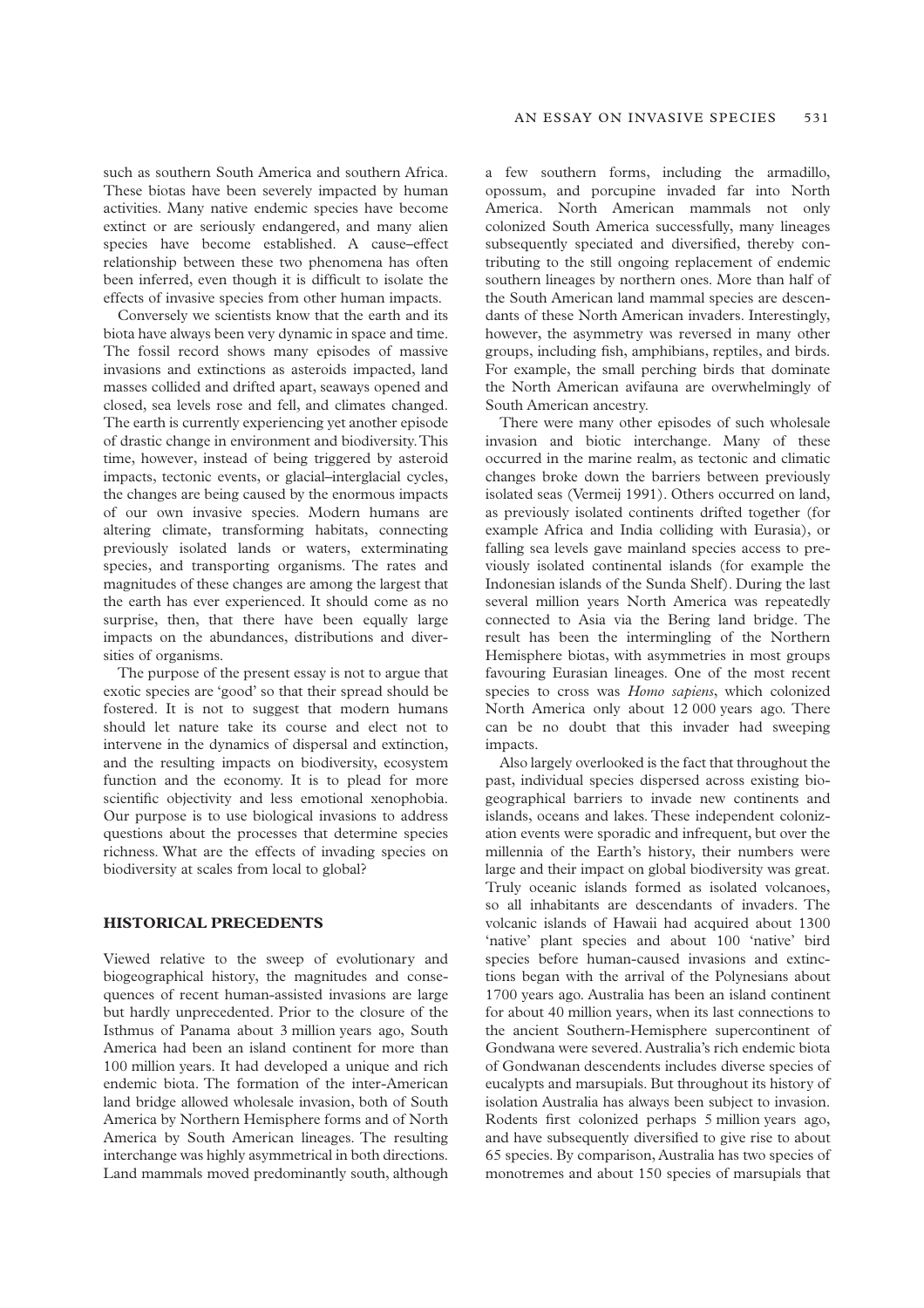such as southern South America and southern Africa. These biotas have been severely impacted by human activities. Many native endemic species have become extinct or are seriously endangered, and many alien species have become established. A cause–effect relationship between these two phenomena has often been inferred, even though it is difficult to isolate the effects of invasive species from other human impacts.

Conversely we scientists know that the earth and its biota have always been very dynamic in space and time. The fossil record shows many episodes of massive invasions and extinctions as asteroids impacted, land masses collided and drifted apart, seaways opened and closed, sea levels rose and fell, and climates changed. The earth is currently experiencing yet another episode of drastic change in environment and biodiversity. This time, however, instead of being triggered by asteroid impacts, tectonic events, or glacial–interglacial cycles, the changes are being caused by the enormous impacts of our own invasive species. Modern humans are altering climate, transforming habitats, connecting previously isolated lands or waters, exterminating species, and transporting organisms. The rates and magnitudes of these changes are among the largest that the earth has ever experienced. It should come as no surprise, then, that there have been equally large impacts on the abundances, distributions and diversities of organisms.

The purpose of the present essay is not to argue that exotic species are 'good' so that their spread should be fostered. It is not to suggest that modern humans should let nature take its course and elect not to intervene in the dynamics of dispersal and extinction, and the resulting impacts on biodiversity, ecosystem function and the economy. It is to plead for more scientific objectivity and less emotional xenophobia. Our purpose is to use biological invasions to address questions about the processes that determine species richness. What are the effects of invading species on biodiversity at scales from local to global?

## HISTORICAL PRECEDENTS

Viewed relative to the sweep of evolutionary and biogeographical history, the magnitudes and consequences of recent human-assisted invasions are large but hardly unprecedented. Prior to the closure of the Isthmus of Panama about 3 million years ago, South America had been an island continent for more than 100 million years. It had developed a unique and rich endemic biota. The formation of the inter-American land bridge allowed wholesale invasion, both of South America by Northern Hemisphere forms and of North America by South American lineages. The resulting interchange was highly asymmetrical in both directions. Land mammals moved predominantly south, although a few southern forms, including the armadillo, opossum, and porcupine invaded far into North America. North American mammals not only colonized South America successfully, many lineages subsequently speciated and diversified, thereby contributing to the still ongoing replacement of endemic southern lineages by northern ones. More than half of the South American land mammal species are descendants of these North American invaders. Interestingly, however, the asymmetry was reversed in many other groups, including fish, amphibians, reptiles, and birds. For example, the small perching birds that dominate the North American avifauna are overwhelmingly of South American ancestry.

There were many other episodes of such wholesale invasion and biotic interchange. Many of these occurred in the marine realm, as tectonic and climatic changes broke down the barriers between previously isolated seas (Vermeij 1991). Others occurred on land, as previously isolated continents drifted together (for example Africa and India colliding with Eurasia), or falling sea levels gave mainland species access to previously isolated continental islands (for example the Indonesian islands of the Sunda Shelf). During the last several million years North America was repeatedly connected to Asia via the Bering land bridge. The result has been the intermingling of the Northern Hemisphere biotas, with asymmetries in most groups favouring Eurasian lineages. One of the most recent species to cross was *Homo sapiens*, which colonized North America only about 12 000 years ago. There can be no doubt that this invader had sweeping impacts.

Also largely overlooked is the fact that throughout the past, individual species dispersed across existing biogeographical barriers to invade new continents and islands, oceans and lakes. These independent colonization events were sporadic and infrequent, but over the millennia of the Earth's history, their numbers were large and their impact on global biodiversity was great. Truly oceanic islands formed as isolated volcanoes, so all inhabitants are descendants of invaders. The volcanic islands of Hawaii had acquired about 1300 'native' plant species and about 100 'native' bird species before human-caused invasions and extinctions began with the arrival of the Polynesians about 1700 years ago. Australia has been an island continent for about 40 million years, when its last connections to the ancient Southern-Hemisphere supercontinent of Gondwana were severed. Australia's rich endemic biota of Gondwanan descendents includes diverse species of eucalypts and marsupials. But throughout its history of isolation Australia has always been subject to invasion. Rodents first colonized perhaps 5 million years ago, and have subsequently diversified to give rise to about 65 species. By comparison, Australia has two species of monotremes and about 150 species of marsupials that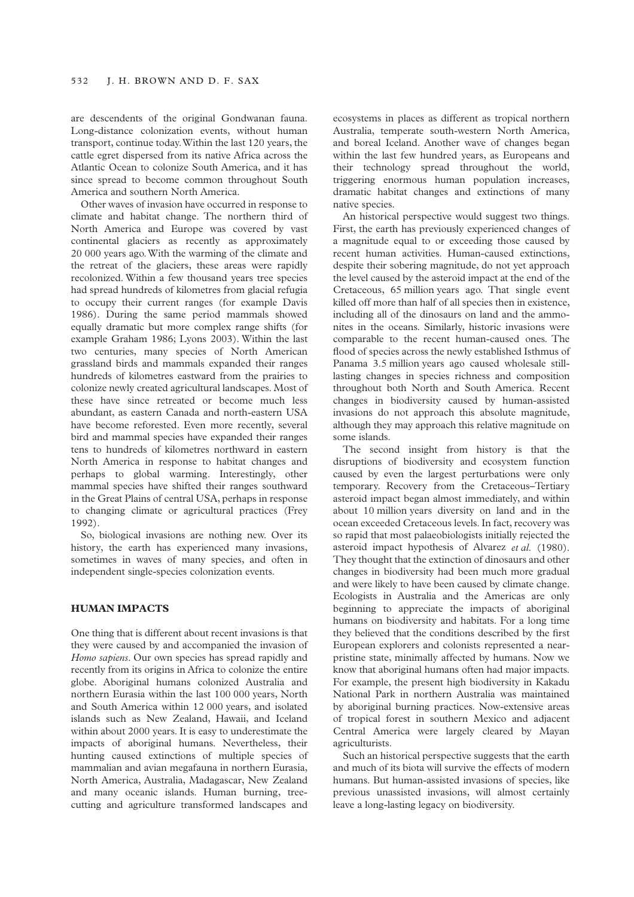are descendents of the original Gondwanan fauna. Long-distance colonization events, without human transport, continue today. Within the last 120 years, the cattle egret dispersed from its native Africa across the Atlantic Ocean to colonize South America, and it has since spread to become common throughout South America and southern North America.

Other waves of invasion have occurred in response to climate and habitat change. The northern third of North America and Europe was covered by vast continental glaciers as recently as approximately 20 000 years ago. With the warming of the climate and the retreat of the glaciers, these areas were rapidly recolonized. Within a few thousand years tree species had spread hundreds of kilometres from glacial refugia to occupy their current ranges (for example Davis 1986). During the same period mammals showed equally dramatic but more complex range shifts (for example Graham 1986; Lyons 2003). Within the last two centuries, many species of North American grassland birds and mammals expanded their ranges hundreds of kilometres eastward from the prairies to colonize newly created agricultural landscapes. Most of these have since retreated or become much less abundant, as eastern Canada and north-eastern USA have become reforested. Even more recently, several bird and mammal species have expanded their ranges tens to hundreds of kilometres northward in eastern North America in response to habitat changes and perhaps to global warming. Interestingly, other mammal species have shifted their ranges southward in the Great Plains of central USA, perhaps in response to changing climate or agricultural practices (Frey 1992).

So, biological invasions are nothing new. Over its history, the earth has experienced many invasions, sometimes in waves of many species, and often in independent single-species colonization events.

## HUMAN IMPACTS

One thing that is different about recent invasions is that they were caused by and accompanied the invasion of *Homo sapiens*. Our own species has spread rapidly and recently from its origins in Africa to colonize the entire globe. Aboriginal humans colonized Australia and northern Eurasia within the last 100 000 years, North and South America within 12 000 years, and isolated islands such as New Zealand, Hawaii, and Iceland within about 2000 years. It is easy to underestimate the impacts of aboriginal humans. Nevertheless, their hunting caused extinctions of multiple species of mammalian and avian megafauna in northern Eurasia, North America, Australia, Madagascar, New Zealand and many oceanic islands. Human burning, tree-cutting and agriculture transformed landscapes and ecosystems in places as different as tropical northern Australia, temperate south-western North America, and boreal Iceland. Another wave of changes began within the last few hundred years, as Europeans and their technology spread throughout the world, triggering enormous human population increases, dramatic habitat changes and extinctions of many native species.

An historical perspective would suggest two things. First, the earth has previously experienced changes of a magnitude equal to or exceeding those caused by recent human activities. Human-caused extinctions, despite their sobering magnitude, do not yet approach the level caused by the asteroid impact at the end of the Cretaceous, 65 million years ago. That single event killed off more than half of all species then in existence, including all of the dinosaurs on land and the ammonites in the oceans. Similarly, historic invasions were comparable to the recent human-caused ones. The flood of species across the newly established Isthmus of Panama 3.5 million years ago caused wholesale still-lasting changes in species richness and composition throughout both North and South America. Recent changes in biodiversity caused by human-assisted invasions do not approach this absolute magnitude, although they may approach this relative magnitude on some islands.

The second insight from history is that the disruptions of biodiversity and ecosystem function caused by even the largest perturbations were only temporary. Recovery from the Cretaceous–Tertiary asteroid impact began almost immediately, and within about 10 million years diversity on land and in the ocean exceeded Cretaceous levels. In fact, recovery was so rapid that most palaeobiologists initially rejected the asteroid impact hypothesis of Alvarez *et al.* (1980). They thought that the extinction of dinosaurs and other changes in biodiversity had been much more gradual and were likely to have been caused by climate change. Ecologists in Australia and the Americas are only beginning to appreciate the impacts of aboriginal humans on biodiversity and habitats. For a long time they believed that the conditions described by the first European explorers and colonists represented a near-pristine state, minimally affected by humans. Now we know that aboriginal humans often had major impacts. For example, the present high biodiversity in Kakadu National Park in northern Australia was maintained by aboriginal burning practices. Now-extensive areas of tropical forest in southern Mexico and adjacent Central America were largely cleared by Mayan agriculturists.

Such an historical perspective suggests that the earth and much of its biota will survive the effects of modern humans. But human-assisted invasions of species, like previous unassisted invasions, will almost certainly leave a long-lasting legacy on biodiversity.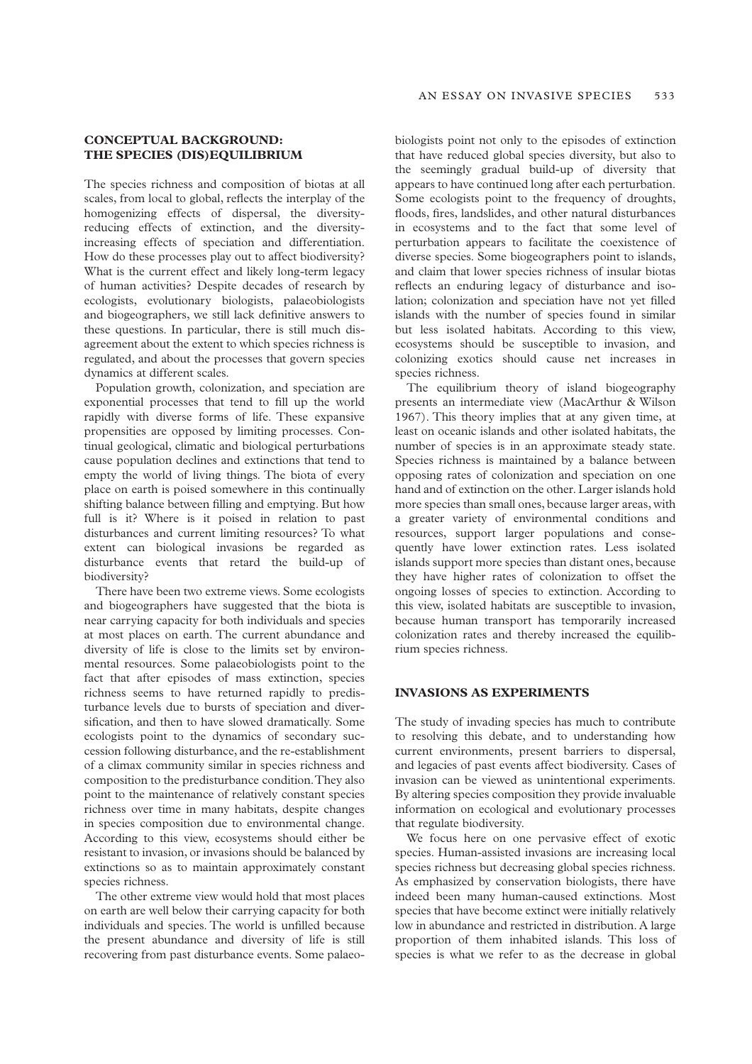## CONCEPTUAL BACKGROUND: THE SPECIES (DIS)EQUILIBRIUM

The species richness and composition of biotas at all scales, from local to global, reflects the interplay of the homogenizing effects of dispersal, the diversity-reducing effects of extinction, and the diversity-increasing effects of speciation and differentiation. How do these processes play out to affect biodiversity? What is the current effect and likely long-term legacy of human activities? Despite decades of research by ecologists, evolutionary biologists, palaeobiologists and biogeographers, we still lack definitive answers to these questions. In particular, there is still much disagreement about the extent to which species richness is regulated, and about the processes that govern species dynamics at different scales.

Population growth, colonization, and speciation are exponential processes that tend to fill up the world rapidly with diverse forms of life. These expansive propensities are opposed by limiting processes. Continual geological, climatic and biological perturbations cause population declines and extinctions that tend to empty the world of living things. The biota of every place on earth is poised somewhere in this continually shifting balance between filling and emptying. But how full is it? Where is it poised in relation to past disturbances and current limiting resources? To what extent can biological invasions be regarded as disturbance events that retard the build-up of biodiversity?

There have been two extreme views. Some ecologists and biogeographers have suggested that the biota is near carrying capacity for both individuals and species at most places on earth. The current abundance and diversity of life is close to the limits set by environmental resources. Some palaeobiologists point to the fact that after episodes of mass extinction, species richness seems to have returned rapidly to predisturbance levels due to bursts of speciation and diversification, and then to have slowed dramatically. Some ecologists point to the dynamics of secondary succession following disturbance, and the re-establishment of a climax community similar in species richness and composition to the predisturbance condition. They also point to the maintenance of relatively constant species richness over time in many habitats, despite changes in species composition due to environmental change. According to this view, ecosystems should either be resistant to invasion, or invasions should be balanced by extinctions so as to maintain approximately constant species richness.

The other extreme view would hold that most places on earth are well below their carrying capacity for both individuals and species. The world is unfilled because the present abundance and diversity of life is still recovering from past disturbance events. Some palaeobiologists point not only to the episodes of extinction that have reduced global species diversity, but also to the seemingly gradual build-up of diversity that appears to have continued long after each perturbation. Some ecologists point to the frequency of droughts, floods, fires, landslides, and other natural disturbances in ecosystems and to the fact that some level of perturbation appears to facilitate the coexistence of diverse species. Some biogeographers point to islands, and claim that lower species richness of insular biotas reflects an enduring legacy of disturbance and isolation; colonization and speciation have not yet filled islands with the number of species found in similar but less isolated habitats. According to this view, ecosystems should be susceptible to invasion, and colonizing exotics should cause net increases in species richness.

The equilibrium theory of island biogeography presents an intermediate view (MacArthur & Wilson 1967). This theory implies that at any given time, at least on oceanic islands and other isolated habitats, the number of species is in an approximate steady state. Species richness is maintained by a balance between opposing rates of colonization and speciation on one hand and of extinction on the other. Larger islands hold more species than small ones, because larger areas, with a greater variety of environmental conditions and resources, support larger populations and consequently have lower extinction rates. Less isolated islands support more species than distant ones, because they have higher rates of colonization to offset the ongoing losses of species to extinction. According to this view, isolated habitats are susceptible to invasion, because human transport has temporarily increased colonization rates and thereby increased the equilibrium species richness.

## INVASIONS AS EXPERIMENTS

The study of invading species has much to contribute to resolving this debate, and to understanding how current environments, present barriers to dispersal, and legacies of past events affect biodiversity. Cases of invasion can be viewed as unintentional experiments. By altering species composition they provide invaluable information on ecological and evolutionary processes that regulate biodiversity.

We focus here on one pervasive effect of exotic species. Human-assisted invasions are increasing local species richness but decreasing global species richness. As emphasized by conservation biologists, there have indeed been many human-caused extinctions. Most species that have become extinct were initially relatively low in abundance and restricted in distribution. A large proportion of them inhabited islands. This loss of species is what we refer to as the decrease in global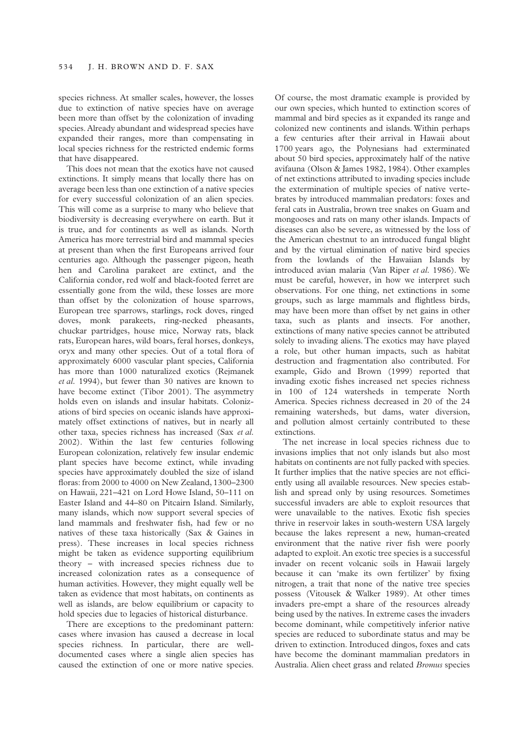species richness. At smaller scales, however, the losses due to extinction of native species have on average been more than offset by the colonization of invading species. Already abundant and widespread species have expanded their ranges, more than compensating in local species richness for the restricted endemic forms that have disappeared.

This does not mean that the exotics have not caused extinctions. It simply means that locally there has on average been less than one extinction of a native species for every successful colonization of an alien species. This will come as a surprise to many who believe that biodiversity is decreasing everywhere on earth. But it is true, and for continents as well as islands. North America has more terrestrial bird and mammal species at present than when the first Europeans arrived four centuries ago. Although the passenger pigeon, heath hen and Carolina parakeet are extinct, and the California condor, red wolf and black-footed ferret are essentially gone from the wild, these losses are more than offset by the colonization of house sparrows, European tree sparrows, starlings, rock doves, ringed doves, monk parakeets, ring-necked pheasants, chuckar partridges, house mice, Norway rats, black rats, European hares, wild boars, feral horses, donkeys, oryx and many other species. Out of a total flora of approximately 6000 vascular plant species, California has more than 1000 naturalized exotics (Rejmanek *et al.* 1994), but fewer than 30 natives are known to have become extinct (Tibor 2001). The asymmetry holds even on islands and insular habitats. Colonizations of bird species on oceanic islands have approximately offset extinctions of natives, but in nearly all other taxa, species richness has increased (Sax *et al.* 2002). Within the last few centuries following European colonization, relatively few insular endemic plant species have become extinct, while invading species have approximately doubled the size of island floras: from 2000 to 4000 on New Zealand, 1300–2300 on Hawaii, 221–421 on Lord Howe Island, 50–111 on Easter Island and 44–80 on Pitcairn Island. Similarly, many islands, which now support several species of land mammals and freshwater fish, had few or no natives of these taxa historically (Sax & Gaines in press). These increases in local species richness might be taken as evidence supporting equilibrium theory – with increased species richness due to increased colonization rates as a consequence of human activities. However, they might equally well be taken as evidence that most habitats, on continents as well as islands, are below equilibrium or capacity to hold species due to legacies of historical disturbance.

There are exceptions to the predominant pattern: cases where invasion has caused a decrease in local species richness. In particular, there are well-documented cases where a single alien species has caused the extinction of one or more native species. Of course, the most dramatic example is provided by our own species, which hunted to extinction scores of mammal and bird species as it expanded its range and colonized new continents and islands. Within perhaps a few centuries after their arrival in Hawaii about 1700 years ago, the Polynesians had exterminated about 50 bird species, approximately half of the native avifauna (Olson & James 1982, 1984). Other examples of net extinctions attributed to invading species include the extermination of multiple species of native vertebrates by introduced mammalian predators: foxes and feral cats in Australia, brown tree snakes on Guam and mongooses and rats on many other islands. Impacts of diseases can also be severe, as witnessed by the loss of the American chestnut to an introduced fungal blight and by the virtual elimination of native bird species from the lowlands of the Hawaiian Islands by introduced avian malaria (Van Riper *et al.* 1986). We must be careful, however, in how we interpret such observations. For one thing, net extinctions in some groups, such as large mammals and flightless birds, may have been more than offset by net gains in other taxa, such as plants and insects. For another, extinctions of many native species cannot be attributed solely to invading aliens. The exotics may have played a role, but other human impacts, such as habitat destruction and fragmentation also contributed. For example, Gido and Brown (1999) reported that invading exotic fishes increased net species richness in 100 of 124 watersheds in temperate North America. Species richness decreased in 20 of the 24 remaining watersheds, but dams, water diversion, and pollution almost certainly contributed to these extinctions.

The net increase in local species richness due to invasions implies that not only islands but also most habitats on continents are not fully packed with species. It further implies that the native species are not efficiently using all available resources. New species establish and spread only by using resources. Sometimes successful invaders are able to exploit resources that were unavailable to the natives. Exotic fish species thrive in reservoir lakes in south-western USA largely because the lakes represent a new, human-created environment that the native river fish were poorly adapted to exploit. An exotic tree species is a successful invader on recent volcanic soils in Hawaii largely because it can 'make its own fertilizer' by fixing nitrogen, a trait that none of the native tree species possess (Vitousek & Walker 1989). At other times invaders pre-empt a share of the resources already being used by the natives. In extreme cases the invaders become dominant, while competitively inferior native species are reduced to subordinate status and may be driven to extinction. Introduced dingos, foxes and cats have become the dominant mammalian predators in Australia. Alien cheet grass and related *Bromus* species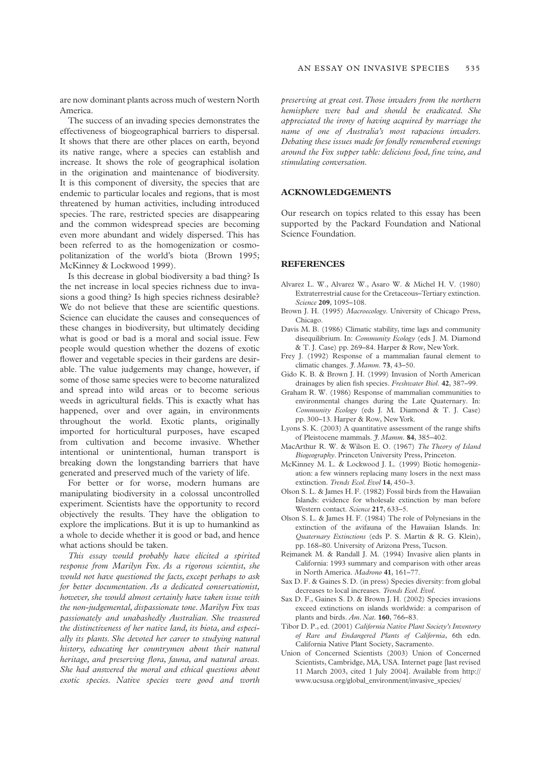are now dominant plants across much of western North America.

The success of an invading species demonstrates the effectiveness of biogeographical barriers to dispersal. It shows that there are other places on earth, beyond its native range, where a species can establish and increase. It shows the role of geographical isolation in the origination and maintenance of biodiversity. It is this component of diversity, the species that are endemic to particular locales and regions, that is most threatened by human activities, including introduced species. The rare, restricted species are disappearing and the common widespread species are becoming even more abundant and widely dispersed. This has been referred to as the homogenization or cosmopolitanization of the world's biota (Brown 1995; McKinney & Lockwood 1999).

Is this decrease in global biodiversity a bad thing? Is the net increase in local species richness due to invasions a good thing? Is high species richness desirable? We do not believe that these are scientific questions. Science can elucidate the causes and consequences of these changes in biodiversity, but ultimately deciding what is good or bad is a moral and social issue. Few people would question whether the dozens of exotic flower and vegetable species in their gardens are desirable. The value judgements may change, however, if some of those same species were to become naturalized and spread into wild areas or to become serious weeds in agricultural fields. This is exactly what has happened, over and over again, in environments throughout the world. Exotic plants, originally imported for horticultural purposes, have escaped from cultivation and become invasive. Whether intentional or unintentional, human transport is breaking down the longstanding barriers that have generated and preserved much of the variety of life.

For better or for worse, modern humans are manipulating biodiversity in a colossal uncontrolled experiment. Scientists have the opportunity to record objectively the results. They have the obligation to explore the implications. But it is up to humankind as a whole to decide whether it is good or bad, and hence what actions should be taken.

*This essay would probably have elicited a spirited response from Marilyn Fox. As a rigorous scientist, she would not have questioned the facts, except perhaps to ask for better documentation. As a dedicated conservationist, however, she would almost certainly have taken issue with the non-judgemental, dispassionate tone. Marilyn Fox was passionately and unabashedly Australian. She treasured the distinctiveness of her native land, its biota, and especially its plants. She devoted her career to studying natural history, educating her countrymen about their natural heritage, and preserving flora, fauna, and natural areas. She had answered the moral and ethical questions about exotic species. Native species were good and worth preserving at great cost. Those invaders from the northern hemisphere were bad and should be eradicated. She appreciated the irony of having acquired by marriage the name of one of Australia's most rapacious invaders. Debating these issues made for fondly remembered evenings around the Fox supper table: delicious food, fine wine, and stimulating conversation.*

## ACKNOWLEDGEMENTS

Our research on topics related to this essay has been supported by the Packard Foundation and National Science Foundation.

## REFERENCES

Alvarez L. W., Alvarez W., Asaro W. & Michel H. V. (1980) Extraterrestrial cause for the Cretaceous–Tertiary extinction. *Science* **209**, 1095–108.

Brown J. H. (1995) *Macroecology*. University of Chicago Press, Chicago.

Davis M. B. (1986) Climatic stability, time lags and community disequilibrium. In: *Community Ecology* (eds J. M. Diamond & T. J. Case) pp. 269–84. Harper & Row, New York.

Frey J. (1992) Response of a mammalian faunal element to climatic changes. *J. Mamm.* **73**, 43–50.

Gido K. B. & Brown J. H. (1999) Invasion of North American drainages by alien fish species. *Freshwater Biol.* **42**, 387–99.

Graham R. W. (1986) Response of mammalian communities to environmental changes during the Late Quaternary. In: *Community Ecology* (eds J. M. Diamond & T. J. Case) pp. 300–13. Harper & Row, New York.

Lyons S. K. (2003) A quantitative assessment of the range shifts of Pleistocene mammals. *J. Mamm.* **84**, 385–402.

MacArthur R. W. & Wilson E. O. (1967) *The Theory of Island Biogeography*. Princeton University Press, Princeton.

McKinney M. L. & Lockwood J. L. (1999) Biotic homogenization: a few winners replacing many losers in the next mass extinction. *Trends Ecol. Evol* **14**, 450–3.

Olson S. L. & James H. F. (1982) Fossil birds from the Hawaiian Islands: evidence for wholesale extinction by man before Western contact. *Science* **217**, 633–5.

Olson S. L. & James H. F. (1984) The role of Polynesians in the extinction of the avifauna of the Hawaiian Islands. In: *Quaternary Extinctions* (eds P. S. Martin & R. G. Klein), pp. 168–80. University of Arizona Press, Tucson.

Rejmanek M. & Randall J. M. (1994) Invasive alien plants in California: 1993 summary and comparison with other areas in North America. *Madrono* **41**, 161–77.

Sax D. F. & Gaines S. D. (in press) Species diversity: from global decreases to local increases. *Trends Ecol. Evol.*

Sax D. F., Gaines S. D. & Brown J. H. (2002) Species invasions exceed extinctions on islands worldwide: a comparison of plants and birds. *Am. Nat.* **160**, 766–83.

Tibor D. P., ed. (2001) *California Native Plant Society's Inventory of Rare and Endangered Plants of California*, 6th edn. California Native Plant Society, Sacramento.

Union of Concerned Scientists (2003) Union of Concerned Scientists, Cambridge, MA, USA. Internet page [last revised 11 March 2003, cited 1 July 2004]. Available from http://www.ucsusa.org/global_environment/invasive_species/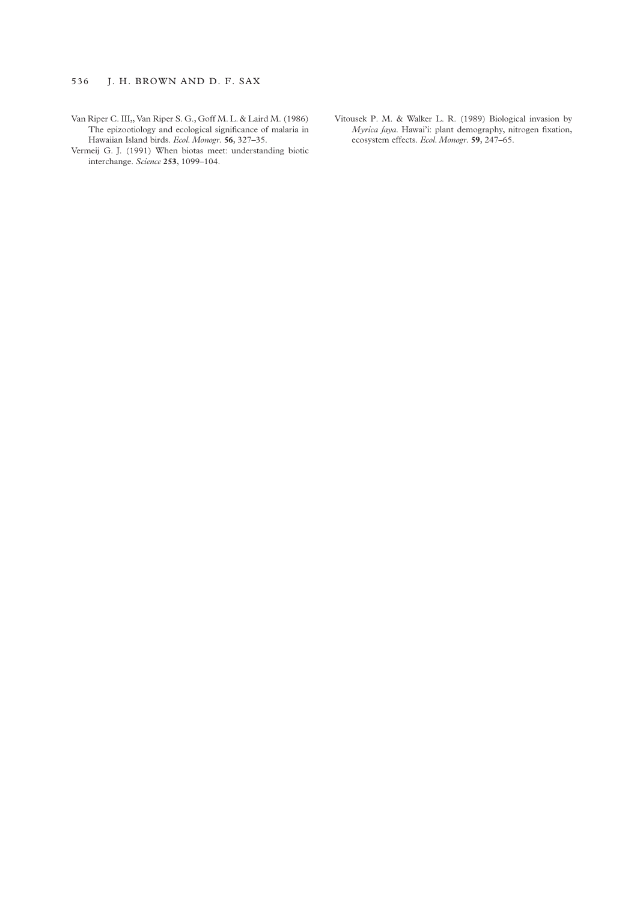Van Riper C. III,, Van Riper S. G., Goff M. L. & Laird M. (1986) The epizootiology and ecological significance of malaria in Hawaiian Island birds. *Ecol. Monogr.* **56**, 327–35.

Vermeij G. J. (1991) When biotas meet: understanding biotic interchange. *Science* **253**, 1099–104.

Vitousek P. M. & Walker L. R. (1989) Biological invasion by *Myrica faya*. Hawai'i: plant demography, nitrogen fixation, ecosystem effects. *Ecol. Monogr.* **59**, 247–65.